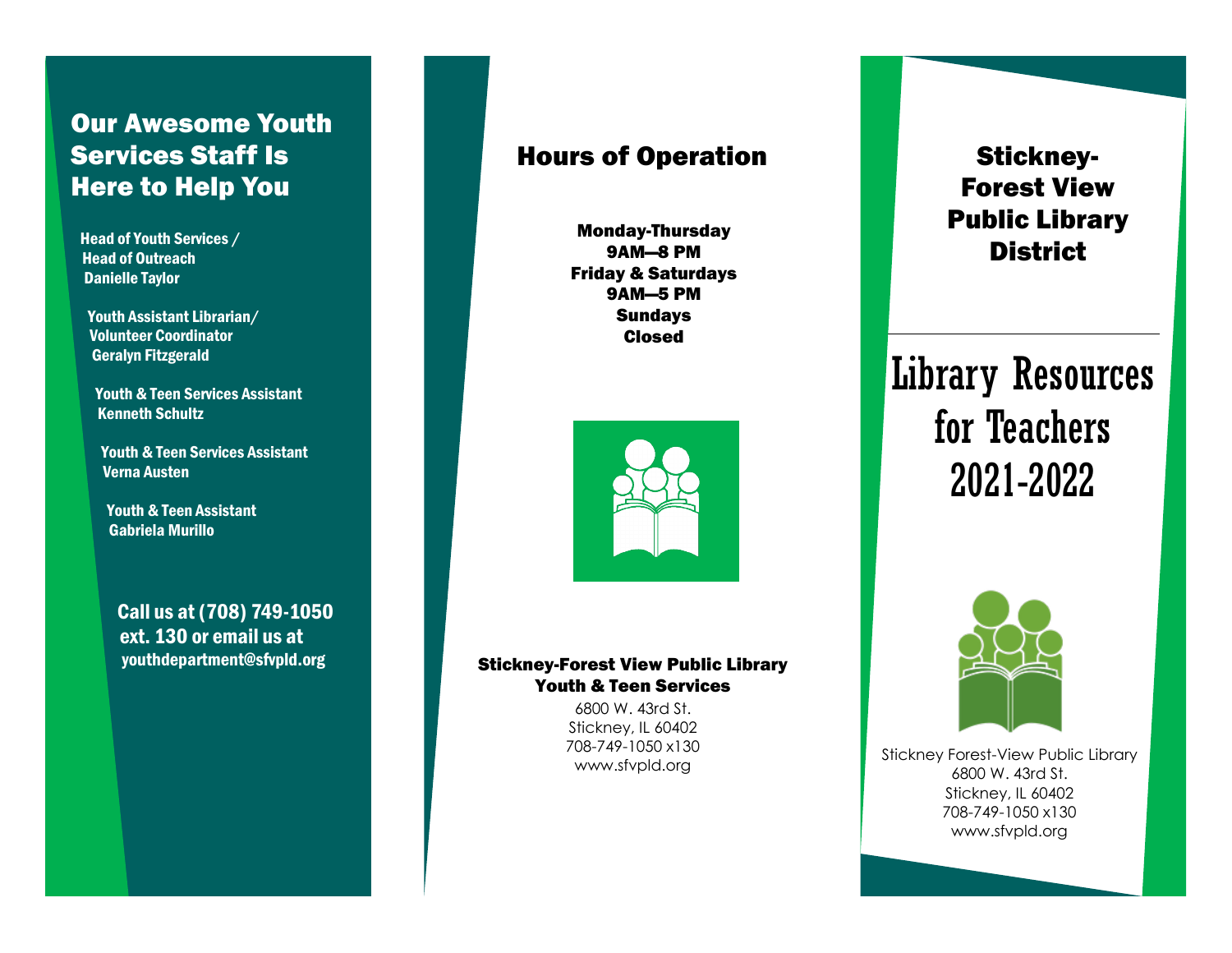## Our Awesome Youth Services Staff Is Here to Help You

**Head of Youth Services / Head of Outreach**
**Danielle Taylor**

**Youth Assistant Librarian/ Volunteer Coordinator**
**Geralyn Fitzgerald**

**Youth & Teen Services Assistant**
**Kenneth Schultz**

**Youth & Teen Services Assistant**
**Verna Austen**

**Youth & Teen Assistant**
**Gabriela Murillo**

**Call us at (708) 749-1050 ext. 130 or email us at youthdepartment@sfvpld.org**

## Hours of Operation

**Monday-Thursday**
**9AM—8 PM**
**Friday & Saturdays**
**9AM—5 PM**
**Sundays**
**Closed**

**Stickney-Forest View Public Library**
**Youth & Teen Services**

6800 W. 43rd St.
Stickney, IL 60402
708-749-1050 x130
www.sfvpld.org

## Stickney-Forest View Public Library District

# Library Resources for Teachers 2021-2022

Stickney Forest-View Public Library
6800 W. 43rd St.
Stickney, IL 60402
708-749-1050 x130
www.sfvpld.org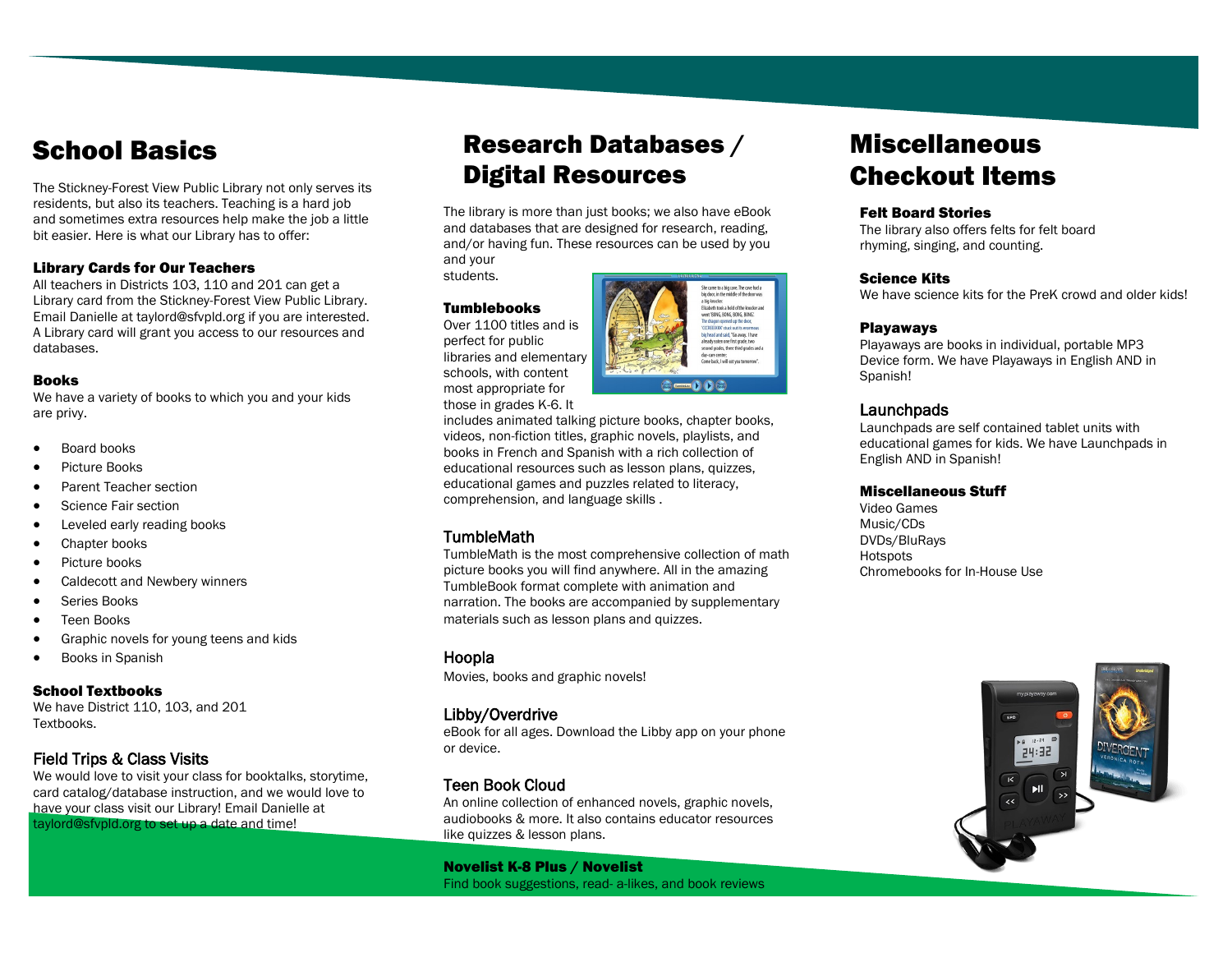# School Basics

The Stickney-Forest View Public Library not only serves its residents, but also its teachers. Teaching is a hard job and sometimes extra resources help make the job a little bit easier. Here is what our Library has to offer:

### Library Cards for Our Teachers

All teachers in Districts 103, 110 and 201 can get a Library card from the Stickney-Forest View Public Library. Email Danielle at taylord@sfvpld.org if you are interested. A Library card will grant you access to our resources and databases.

### Books

We have a variety of books to which you and your kids are privy.

- Board books
- Picture Books
- Parent Teacher section
- Science Fair section
- Leveled early reading books
- Chapter books
- Picture books
- Caldecott and Newbery winners
- Series Books
- Teen Books
- Graphic novels for young teens and kids
- Books in Spanish

### School Textbooks

We have District 110, 103, and 201 Textbooks.

### Field Trips & Class Visits

We would love to visit your class for booktalks, storytime, card catalog/database instruction, and we would love to have your class visit our Library! Email Danielle at taylord@sfvpld.org to set up a date and time!

# Research Databases / Digital Resources

The library is more than just books; we also have eBook and databases that are designed for research, reading, and/or having fun. These resources can be used by you and your students.

### Tumblebooks

Over 1100 titles and is perfect for public libraries and elementary schools, with content most appropriate for those in grades K-6. It includes animated talking picture books, chapter books, videos, non-fiction titles, graphic novels, playlists, and books in French and Spanish with a rich collection of educational resources such as lesson plans, quizzes, educational games and puzzles related to literacy, comprehension, and language skills .

### TumbleMath

TumbleMath is the most comprehensive collection of math picture books you will find anywhere. All in the amazing TumbleBook format complete with animation and narration. The books are accompanied by supplementary materials such as lesson plans and quizzes.

### Hoopla

Movies, books and graphic novels!

### Libby/Overdrive

eBook for all ages. Download the Libby app on your phone or device.

### Teen Book Cloud

An online collection of enhanced novels, graphic novels, audiobooks & more. It also contains educator resources like quizzes & lesson plans.

### Novelist K-8 Plus / Novelist

Find book suggestions, read- a-likes, and book reviews

# Miscellaneous Checkout Items

### Felt Board Stories

The library also offers felts for felt board rhyming, singing, and counting.

### Science Kits

We have science kits for the PreK crowd and older kids!

### Playaways

Playaways are books in individual, portable MP3 Device form. We have Playaways in English AND in Spanish!

### Launchpads

Launchpads are self contained tablet units with educational games for kids. We have Launchpads in English AND in Spanish!

### Miscellaneous Stuff

Video Games
Music/CDs
DVDs/BluRays
Hotspots
Chromebooks for In-House Use